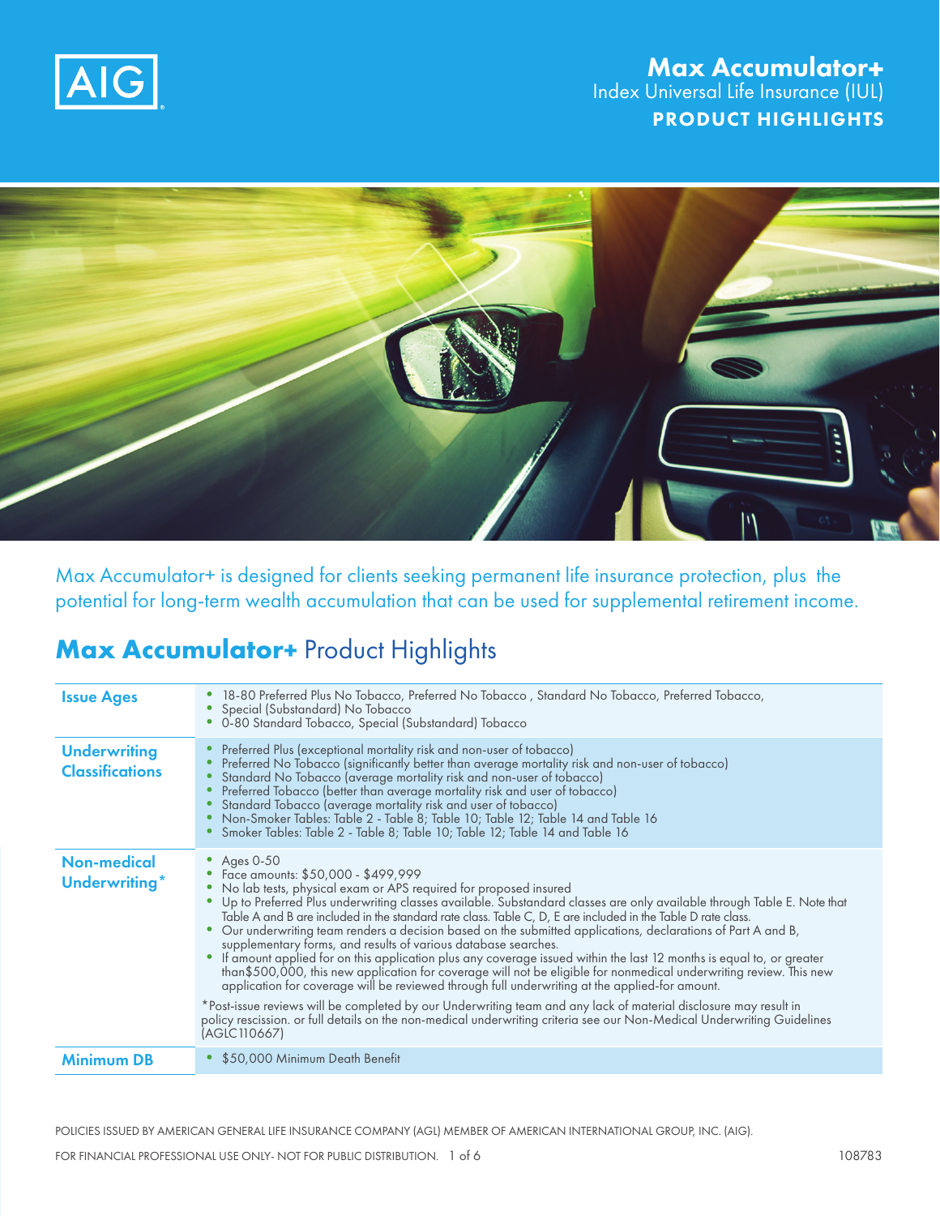# Max Accumulator+

Index Universal Life Insurance (IUL)

**PRODUCT HIGHLIGHTS**

Max Accumulator+ is designed for clients seeking permanent life insurance protection, plus the potential for long-term wealth accumulation that can be used for supplemental retirement income.

## **Max Accumulator+** Product Highlights

| | |
|---|---|
| **Issue Ages** | • 18-80 Preferred Plus No Tobacco, Preferred No Tobacco , Standard No Tobacco, Preferred Tobacco,<br>• Special (Substandard) No Tobacco<br>• 0-80 Standard Tobacco, Special (Substandard) Tobacco |
| **Underwriting Classifications** | • Preferred Plus (exceptional mortality risk and non-user of tobacco)<br>• Preferred No Tobacco (significantly better than average mortality risk and non-user of tobacco)<br>• Standard No Tobacco (average mortality risk and non-user of tobacco)<br>• Preferred Tobacco (better than average mortality risk and user of tobacco)<br>• Standard Tobacco (average mortality risk and user of tobacco)<br>• Non-Smoker Tables: Table 2 - Table 8; Table 10; Table 12; Table 14 and Table 16<br>• Smoker Tables: Table 2 - Table 8; Table 10; Table 12; Table 14 and Table 16 |
| **Non-medical Underwriting*** | • Ages 0-50<br>• Face amounts: $50,000 - $499,999<br>• No lab tests, physical exam or APS required for proposed insured<br>• Up to Preferred Plus underwriting classes available. Substandard classes are only available through Table E. Note that Table A and B are included in the standard rate class. Table C, D, E are included in the Table D rate class.<br>• Our underwriting team renders a decision based on the submitted applications, declarations of Part A and B, supplementary forms, and results of various database searches.<br>• If amount applied for on this application plus any coverage issued within the last 12 months is equal to, or greater than$500,000, this new application for coverage will not be eligible for nonmedical underwriting review. This new application for coverage will be reviewed through full underwriting at the applied-for amount.<br><br>*Post-issue reviews will be completed by our Underwriting team and any lack of material disclosure may result in policy rescission. or full details on the non-medical underwriting criteria see our Non-Medical Underwriting Guidelines (AGLC110667) |
| **Minimum DB** | • $50,000 Minimum Death Benefit |

POLICIES ISSUED BY AMERICAN GENERAL LIFE INSURANCE COMPANY (AGL) MEMBER OF AMERICAN INTERNATIONAL GROUP, INC. (AIG).

FOR FINANCIAL PROFESSIONAL USE ONLY- NOT FOR PUBLIC DISTRIBUTION.

108783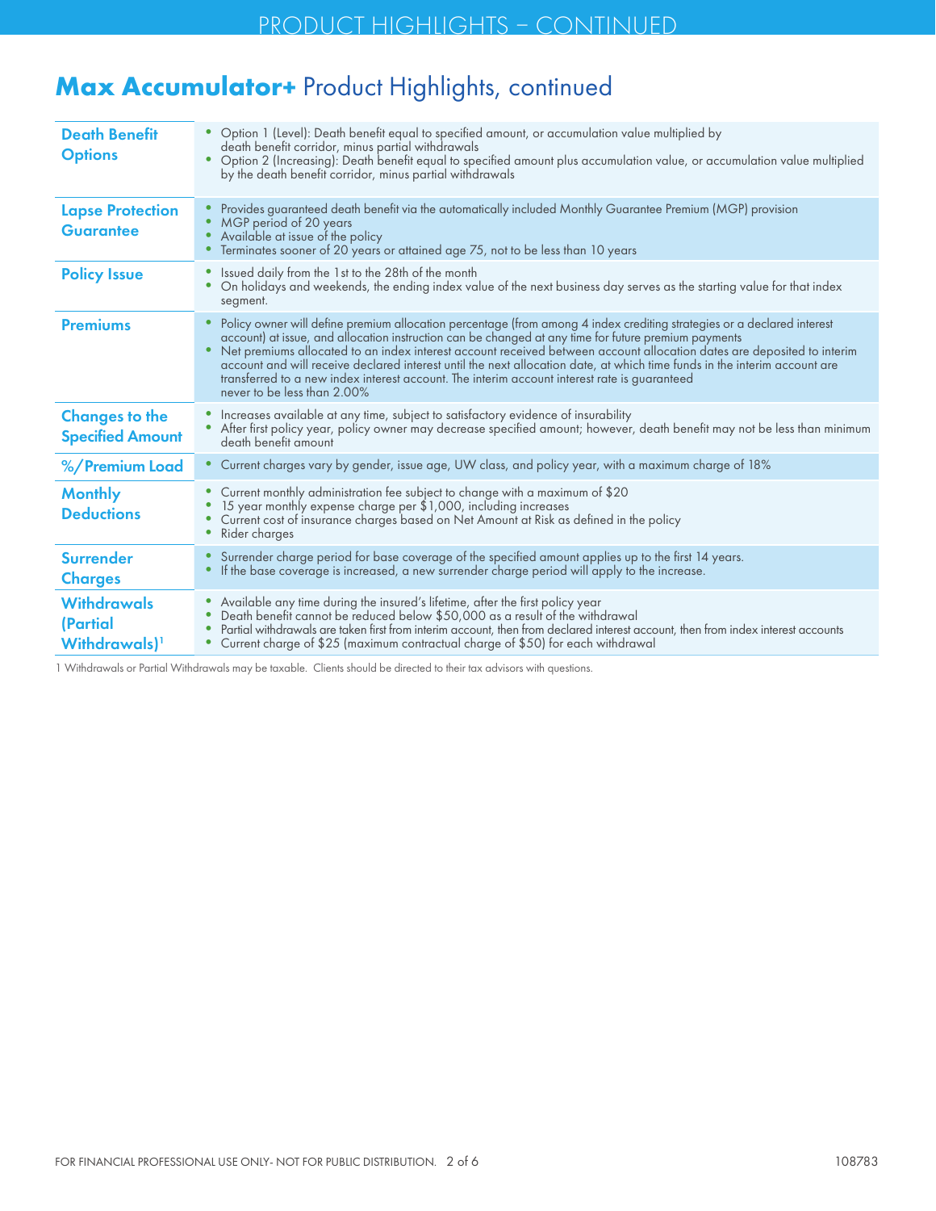# **Max Accumulator+** Product Highlights, continued

| | |
|---|---|
| **Death Benefit Options** | • Option 1 (Level): Death benefit equal to specified amount, or accumulation value multiplied by death benefit corridor, minus partial withdrawals<br>• Option 2 (Increasing): Death benefit equal to specified amount plus accumulation value, or accumulation value multiplied by the death benefit corridor, minus partial withdrawals |
| **Lapse Protection Guarantee** | • Provides guaranteed death benefit via the automatically included Monthly Guarantee Premium (MGP) provision<br>• MGP period of 20 years<br>• Available at issue of the policy<br>• Terminates sooner of 20 years or attained age 75, not to be less than 10 years |
| **Policy Issue** | • Issued daily from the 1st to the 28th of the month<br>• On holidays and weekends, the ending index value of the next business day serves as the starting value for that index segment. |
| **Premiums** | • Policy owner will define premium allocation percentage (from among 4 index crediting strategies or a declared interest account) at issue, and allocation instruction can be changed at any time for future premium payments<br>• Net premiums allocated to an index interest account received between account allocation dates are deposited to interim account and will receive declared interest until the next allocation date, at which time funds in the interim account are transferred to a new index interest account. The interim account interest rate is guaranteed never to be less than 2.00% |
| **Changes to the Specified Amount** | • Increases available at any time, subject to satisfactory evidence of insurability<br>• After first policy year, policy owner may decrease specified amount; however, death benefit may not be less than minimum death benefit amount |
| **%/Premium Load** | • Current charges vary by gender, issue age, UW class, and policy year, with a maximum charge of 18% |
| **Monthly Deductions** | • Current monthly administration fee subject to change with a maximum of $20<br>• 15 year monthly expense charge per $1,000, including increases<br>• Current cost of insurance charges based on Net Amount at Risk as defined in the policy<br>• Rider charges |
| **Surrender Charges** | • Surrender charge period for base coverage of the specified amount applies up to the first 14 years.<br>• If the base coverage is increased, a new surrender charge period will apply to the increase. |
| **Withdrawals (Partial Withdrawals)[1]** | • Available any time during the insured's lifetime, after the first policy year<br>• Death benefit cannot be reduced below $50,000 as a result of the withdrawal<br>• Partial withdrawals are taken first from interim account, then from declared interest account, then from index interest accounts<br>• Current charge of $25 (maximum contractual charge of $50) for each withdrawal |

1 Withdrawals or Partial Withdrawals may be taxable. Clients should be directed to their tax advisors with questions.

FOR FINANCIAL PROFESSIONAL USE ONLY- NOT FOR PUBLIC DISTRIBUTION.

108783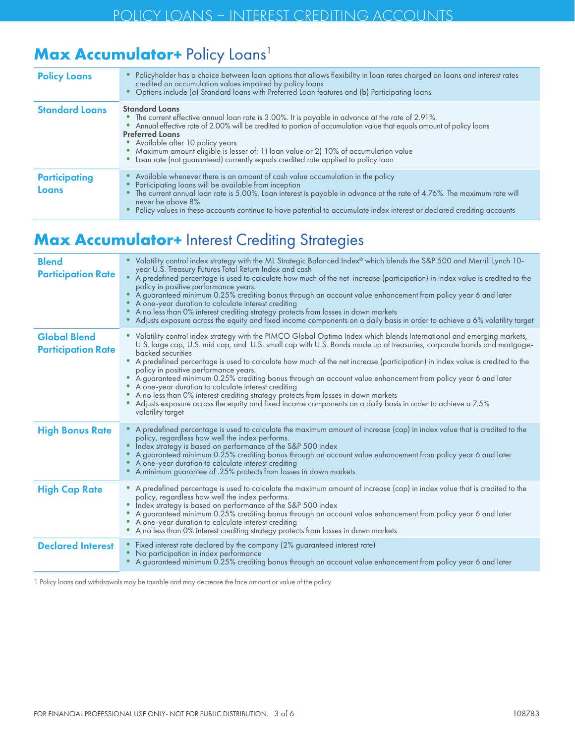# POLICY LOANS – INTEREST CREDITING ACCOUNTS

## **Max Accumulator+** Policy Loans[1]

| | |
|---|---|
| **Policy Loans** | • Policyholder has a choice between loan options that allows flexibility in loan rates charged on loans and interest rates credited on accumulation values impaired by policy loans<br>• Options include (a) Standard loans with Preferred Loan features and (b) Participating loans |
| **Standard Loans** | **Standard Loans**<br>• The current effective annual loan rate is 3.00%. It is payable in advance at the rate of 2.91%.<br>• Annual effective rate of 2.00% will be credited to portion of accumulation value that equals amount of policy loans<br>**Preferred Loans**<br>• Available after 10 policy years<br>• Maximum amount eligible is lesser of: 1) loan value or 2) 10% of accumulation value<br>• Loan rate (not guaranteed) currently equals credited rate applied to policy loan |
| **Participating Loans** | • Available whenever there is an amount of cash value accumulation in the policy<br>• Participating loans will be available from inception<br>• The current annual loan rate is 5.00%. Loan interest is payable in advance at the rate of 4.76%. The maximum rate will never be above 8%.<br>• Policy values in these accounts continue to have potential to accumulate index interest or declared crediting accounts |

## **Max Accumulator+** Interest Crediting Strategies

| | |
|---|---|
| **Blend Participation Rate** | • Volatility control index strategy with the ML Strategic Balanced Index® which blends the S&P 500 and Merrill Lynch 10-year U.S. Treasury Futures Total Return Index and cash<br>• A predefined percentage is used to calculate how much of the net increase (participation) in index value is credited to the policy in positive performance years.<br>• A guaranteed minimum 0.25% crediting bonus through an account value enhancement from policy year 6 and later<br>• A one-year duration to calculate interest crediting<br>• A no less than 0% interest crediting strategy protects from losses in down markets<br>• Adjusts exposure across the equity and fixed income components on a daily basis in order to achieve a 6% volatility target |
| **Global Blend Participation Rate** | • Volatility control index strategy with the PIMCO Global Optima Index which blends International and emerging markets, U.S. large cap, U.S. mid cap, and U.S. small cap with U.S. Bonds made up of treasuries, corporate bonds and mortgage-backed securities<br>• A predefined percentage is used to calculate how much of the net increase (participation) in index value is credited to the policy in positive performance years.<br>• A guaranteed minimum 0.25% crediting bonus through an account value enhancement from policy year 6 and later<br>• A one-year duration to calculate interest crediting<br>• A no less than 0% interest crediting strategy protects from losses in down markets<br>• Adjusts exposure across the equity and fixed income components on a daily basis in order to achieve a 7.5% volatility target |
| **High Bonus Rate** | • A predefined percentage is used to calculate the maximum amount of increase (cap) in index value that is credited to the policy, regardless how well the index performs.<br>• Index strategy is based on performance of the S&P 500 index<br>• A guaranteed minimum 0.25% crediting bonus through an account value enhancement from policy year 6 and later<br>• A one-year duration to calculate interest crediting<br>• A minimum guarantee of .25% protects from losses in down markets |
| **High Cap Rate** | • A predefined percentage is used to calculate the maximum amount of increase (cap) in index value that is credited to the policy, regardless how well the index performs.<br>• Index strategy is based on performance of the S&P 500 index<br>• A guaranteed minimum 0.25% crediting bonus through an account value enhancement from policy year 6 and later<br>• A one-year duration to calculate interest crediting<br>• A no less than 0% interest crediting strategy protects from losses in down markets |
| **Declared Interest** | • Fixed interest rate declared by the company (2% guaranteed interest rate)<br>• No participation in index performance<br>• A guaranteed minimum 0.25% crediting bonus through an account value enhancement from policy year 6 and later |

1 Policy loans and withdrawals may be taxable and may decrease the face amount or value of the policy

FOR FINANCIAL PROFESSIONAL USE ONLY- NOT FOR PUBLIC DISTRIBUTION.

108783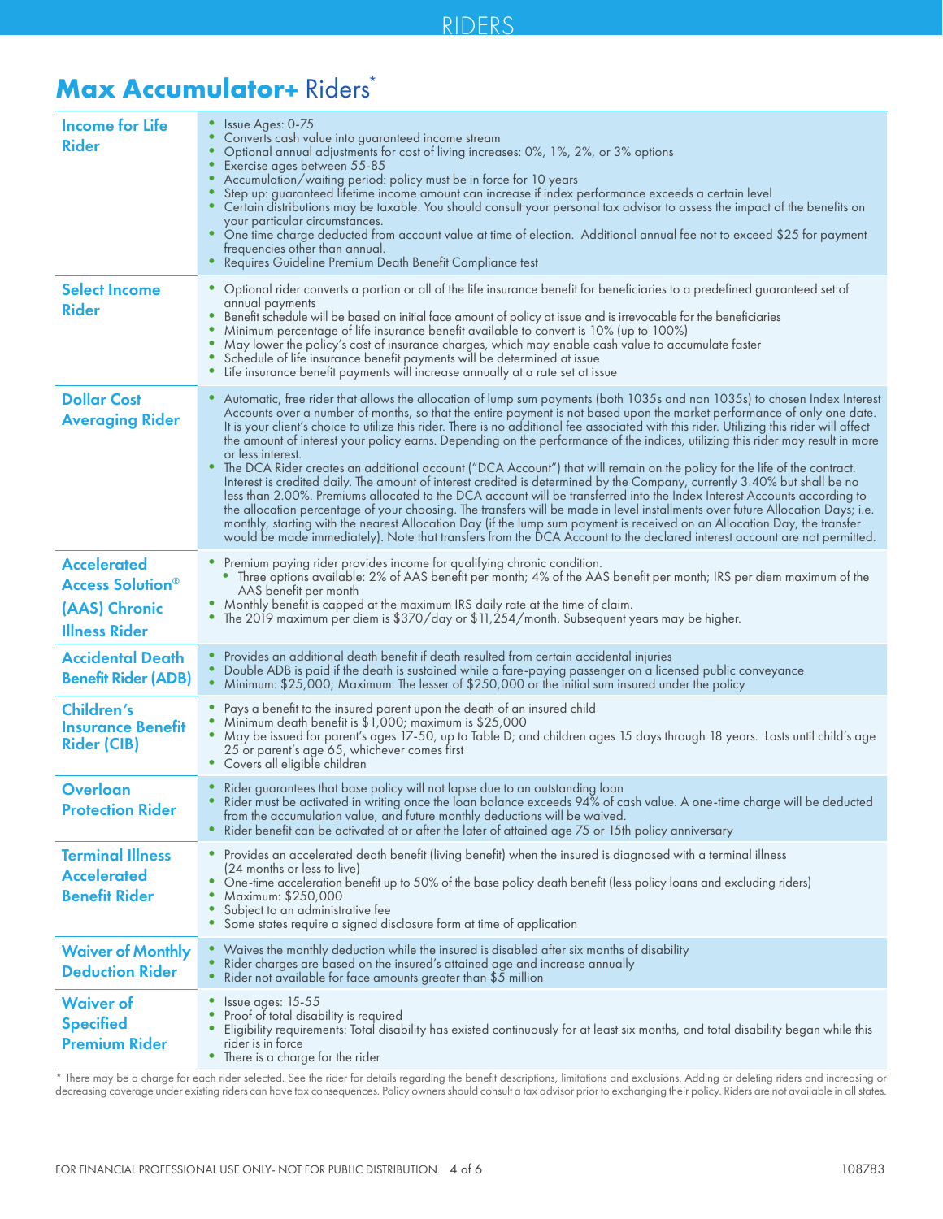# RIDERS

## Max Accumulator+ Riders*

| | |
|---|---|
| **Income for Life Rider** | • Issue Ages: 0-75<br>• Converts cash value into guaranteed income stream<br>• Optional annual adjustments for cost of living increases: 0%, 1%, 2%, or 3% options<br>• Exercise ages between 55-85<br>• Accumulation/waiting period: policy must be in force for 10 years<br>• Step up: guaranteed lifetime income amount can increase if index performance exceeds a certain level<br>• Certain distributions may be taxable. You should consult your personal tax advisor to assess the impact of the benefits on your particular circumstances.<br>• One time charge deducted from account value at time of election. Additional annual fee not to exceed $25 for payment frequencies other than annual.<br>• Requires Guideline Premium Death Benefit Compliance test |
| **Select Income Rider** | • Optional rider converts a portion or all of the life insurance benefit for beneficiaries to a predefined guaranteed set of annual payments<br>• Benefit schedule will be based on initial face amount of policy at issue and is irrevocable for the beneficiaries<br>• Minimum percentage of life insurance benefit available to convert is 10% (up to 100%)<br>• May lower the policy's cost of insurance charges, which may enable cash value to accumulate faster<br>• Schedule of life insurance benefit payments will be determined at issue<br>• Life insurance benefit payments will increase annually at a rate set at issue |
| **Dollar Cost Averaging Rider** | • Automatic, free rider that allows the allocation of lump sum payments (both 1035s and non 1035s) to chosen Index Interest Accounts over a number of months, so that the entire payment is not based upon the market performance of only one date. It is your client's choice to utilize this rider. There is no additional fee associated with this rider. Utilizing this rider will affect the amount of interest your policy earns. Depending on the performance of the indices, utilizing this rider may result in more or less interest.<br>• The DCA Rider creates an additional account ("DCA Account") that will remain on the policy for the life of the contract. Interest is credited daily. The amount of interest credited is determined by the Company, currently 3.40% but shall be no less than 2.00%. Premiums allocated to the DCA account will be transferred into the Index Interest Accounts according to the allocation percentage of your choosing. The transfers will be made in level installments over future Allocation Days; i.e. monthly, starting with the nearest Allocation Day (if the lump sum payment is received on an Allocation Day, the transfer would be made immediately). Note that transfers from the DCA Account to the declared interest account are not permitted. |
| **Accelerated Access Solution® (AAS) Chronic Illness Rider** | • Premium paying rider provides income for qualifying chronic condition.<br>&nbsp;&nbsp;• Three options available: 2% of AAS benefit per month; 4% of the AAS benefit per month; IRS per diem maximum of the AAS benefit per month<br>• Monthly benefit is capped at the maximum IRS daily rate at the time of claim.<br>• The 2019 maximum per diem is $370/day or $11,254/month. Subsequent years may be higher. |
| **Accidental Death Benefit Rider (ADB)** | • Provides an additional death benefit if death resulted from certain accidental injuries<br>• Double ADB is paid if the death is sustained while a fare-paying passenger on a licensed public conveyance<br>• Minimum: $25,000; Maximum: The lesser of $250,000 or the initial sum insured under the policy |
| **Children's Insurance Benefit Rider (CIB)** | • Pays a benefit to the insured parent upon the death of an insured child<br>• Minimum death benefit is $1,000; maximum is $25,000<br>• May be issued for parent's ages 17-50, up to Table D; and children ages 15 days through 18 years. Lasts until child's age 25 or parent's age 65, whichever comes first<br>• Covers all eligible children |
| **Overloan Protection Rider** | • Rider guarantees that base policy will not lapse due to an outstanding loan<br>• Rider must be activated in writing once the loan balance exceeds 94% of cash value. A one-time charge will be deducted from the accumulation value, and future monthly deductions will be waived.<br>• Rider benefit can be activated at or after the later of attained age 75 or 15th policy anniversary |
| **Terminal Illness Accelerated Benefit Rider** | • Provides an accelerated death benefit (living benefit) when the insured is diagnosed with a terminal illness (24 months or less to live)<br>• One-time acceleration benefit up to 50% of the base policy death benefit (less policy loans and excluding riders)<br>• Maximum: $250,000<br>• Subject to an administrative fee<br>• Some states require a signed disclosure form at time of application |
| **Waiver of Monthly Deduction Rider** | • Waives the monthly deduction while the insured is disabled after six months of disability<br>• Rider charges are based on the insured's attained age and increase annually<br>• Rider not available for face amounts greater than $5 million |
| **Waiver of Specified Premium Rider** | • Issue ages: 15-55<br>• Proof of total disability is required<br>• Eligibility requirements: Total disability has existed continuously for at least six months, and total disability began while this rider is in force<br>• There is a charge for the rider |

* There may be a charge for each rider selected. See the rider for details regarding the benefit descriptions, limitations and exclusions. Adding or deleting riders and increasing or decreasing coverage under existing riders can have tax consequences. Policy owners should consult a tax advisor prior to exchanging their policy. Riders are not available in all states.

FOR FINANCIAL PROFESSIONAL USE ONLY- NOT FOR PUBLIC DISTRIBUTION.

108783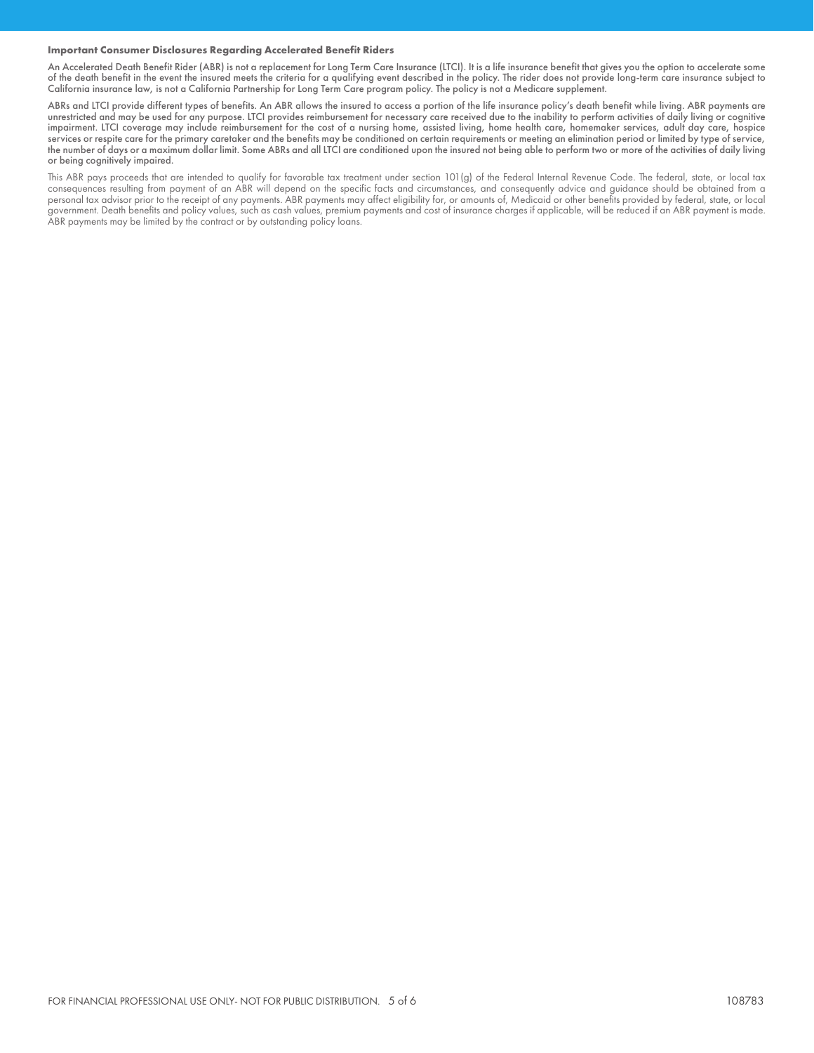**Important Consumer Disclosures Regarding Accelerated Benefit Riders**

An Accelerated Death Benefit Rider (ABR) is not a replacement for Long Term Care Insurance (LTCI). It is a life insurance benefit that gives you the option to accelerate some of the death benefit in the event the insured meets the criteria for a qualifying event described in the policy. The rider does not provide long-term care insurance subject to California insurance law, is not a California Partnership for Long Term Care program policy. The policy is not a Medicare supplement.

ABRs and LTCI provide different types of benefits. An ABR allows the insured to access a portion of the life insurance policy's death benefit while living. ABR payments are unrestricted and may be used for any purpose. LTCI provides reimbursement for necessary care received due to the inability to perform activities of daily living or cognitive impairment. LTCI coverage may include reimbursement for the cost of a nursing home, assisted living, home health care, homemaker services, adult day care, hospice services or respite care for the primary caretaker and the benefits may be conditioned on certain requirements or meeting an elimination period or limited by type of service, the number of days or a maximum dollar limit. Some ABRs and all LTCI are conditioned upon the insured not being able to perform two or more of the activities of daily living or being cognitively impaired.

This ABR pays proceeds that are intended to qualify for favorable tax treatment under section 101(g) of the Federal Internal Revenue Code. The federal, state, or local tax consequences resulting from payment of an ABR will depend on the specific facts and circumstances, and consequently advice and guidance should be obtained from a personal tax advisor prior to the receipt of any payments. ABR payments may affect eligibility for, or amounts of, Medicaid or other benefits provided by federal, state, or local government. Death benefits and policy values, such as cash values, premium payments and cost of insurance charges if applicable, will be reduced if an ABR payment is made. ABR payments may be limited by the contract or by outstanding policy loans.

FOR FINANCIAL PROFESSIONAL USE ONLY- NOT FOR PUBLIC DISTRIBUTION.

108783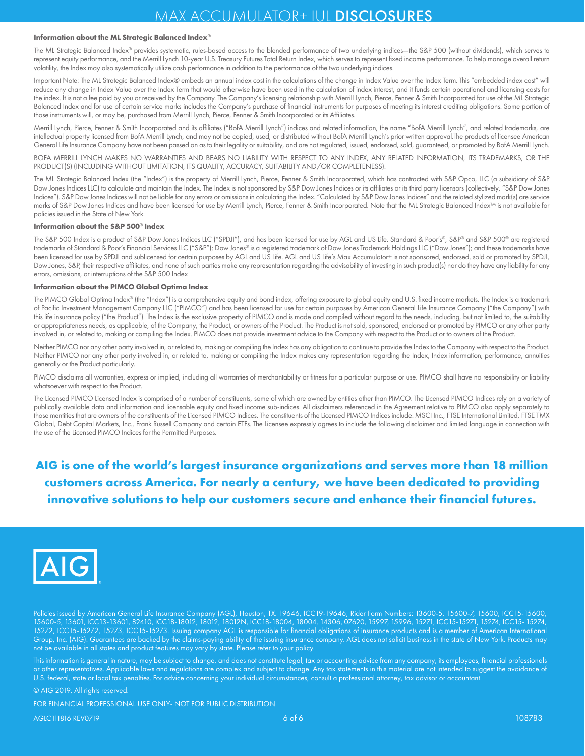# MAX ACCUMULATOR+ IUL DISCLOSURES

**Information about the ML Strategic Balanced Index®**

The ML Strategic Balanced Index® provides systematic, rules-based access to the blended performance of two underlying indices—the S&P 500 (without dividends), which serves to represent equity performance, and the Merrill Lynch 10-year U.S. Treasury Futures Total Return Index, which serves to represent fixed income performance. To help manage overall return volatility, the Index may also systematically utilize cash performance in addition to the performance of the two underlying indices.

Important Note: The ML Strategic Balanced Index® embeds an annual index cost in the calculations of the change in Index Value over the Index Term. This "embedded index cost" will reduce any change in Index Value over the Index Term that would otherwise have been used in the calculation of index interest, and it funds certain operational and licensing costs for the index. It is not a fee paid by you or received by the Company. The Company's licensing relationship with Merrill Lynch, Pierce, Fenner & Smith Incorporated for use of the ML Strategic Balanced Index and for use of certain service marks includes the Company's purchase of financial instruments for purposes of meeting its interest crediting obligations. Some portion of those instruments will, or may be, purchased from Merrill Lynch, Pierce, Fenner & Smith Incorporated or its Affiliates.

Merrill Lynch, Pierce, Fenner & Smith Incorporated and its affiliates ("BofA Merrill Lynch") indices and related information, the name "BofA Merrill Lynch", and related trademarks, are intellectual property licensed from BofA Merrill Lynch, and may not be copied, used, or distributed without BofA Merrill Lynch's prior written approval.The products of licensee American General Life Insurance Company have not been passed on as to their legality or suitability, and are not regulated, issued, endorsed, sold, guaranteed, or promoted by BofA Merrill Lynch.

BOFA MERRILL LYNCH MAKES NO WARRANTIES AND BEARS NO LIABILITY WITH RESPECT TO ANY INDEX, ANY RELATED INFORMATION, ITS TRADEMARKS, OR THE PRODUCT(S) (INCLUDING WITHOUT LIMITATION, ITS QUALITY, ACCURACY, SUITABILITY AND/OR COMPLETENESS).

The ML Strategic Balanced Index (the "Index") is the property of Merrill Lynch, Pierce, Fenner & Smith Incorporated, which has contracted with S&P Opco, LLC (a subsidiary of S&P Dow Jones Indices LLC) to calculate and maintain the Index. The Index is not sponsored by S&P Dow Jones Indices or its affiliates or its third party licensors (collectively, "S&P Dow Jones Indices"). S&P Dow Jones Indices will not be liable for any errors or omissions in calculating the Index. "Calculated by S&P Dow Jones Indices" and the related stylized mark(s) are service marks of S&P Dow Jones Indices and have been licensed for use by Merrill Lynch, Pierce, Fenner & Smith Incorporated. Note that the ML Strategic Balanced Index™ is not available for policies issued in the State of New York.

**Information about the S&P 500® Index**

The S&P 500 Index is a product of S&P Dow Jones Indices LLC ("SPDJI"), and has been licensed for use by AGL and US Life. Standard & Poor's®, S&P® and S&P 500® are registered trademarks of Standard & Poor's Financial Services LLC ("S&P"); Dow Jones® is a registered trademark of Dow Jones Trademark Holdings LLC ("Dow Jones"); and these trademarks have been licensed for use by SPDJI and sublicensed for certain purposes by AGL and US Life. AGL and US Life's Max Accumulator+ is not sponsored, endorsed, sold or promoted by SPDJI, Dow Jones, S&P, their respective affiliates, and none of such parties make any representation regarding the advisability of investing in such product(s) nor do they have any liability for any errors, omissions, or interruptions of the S&P 500 Index

**Information about the PIMCO Global Optima Index**

The PIMCO Global Optima Index® (the "Index") is a comprehensive equity and bond index, offering exposure to global equity and U.S. fixed income markets. The Index is a trademark of Pacific Investment Management Company LLC ("PIMCO") and has been licensed for use for certain purposes by American General Life Insurance Company ("the Company") with this life insurance policy ("the Product"). The Index is the exclusive property of PIMCO and is made and compiled without regard to the needs, including, but not limited to, the suitability or appropriateness needs, as applicable, of the Company, the Product, or owners of the Product. The Product is not sold, sponsored, endorsed or promoted by PIMCO or any other party involved in, or related to, making or compiling the Index. PIMCO does not provide investment advice to the Company with respect to the Product or to owners of the Product.

Neither PIMCO nor any other party involved in, or related to, making or compiling the Index has any obligation to continue to provide the Index to the Company with respect to the Product. Neither PIMCO nor any other party involved in, or related to, making or compiling the Index makes any representation regarding the Index, Index information, performance, annuities generally or the Product particularly.

PIMCO disclaims all warranties, express or implied, including all warranties of merchantability or fitness for a particular purpose or use. PIMCO shall have no responsibility or liability whatsoever with respect to the Product.

The Licensed PIMCO Licensed Index is comprised of a number of constituents, some of which are owned by entities other than PIMCO. The Licensed PIMCO Indices rely on a variety of publically available data and information and licensable equity and fixed income sub-indices. All disclaimers referenced in the Agreement relative to PIMCO also apply separately to those mentities that are owners of the constituents of the Licensed PIMCO Indices. The constituents of the Licensed PIMCO Indices include: MSCI Inc., FTSE International Limited, FTSE TMX Global, Debt Capital Markets, Inc., Frank Russell Company and certain ETFs. The Licensee expressly agrees to include the following disclaimer and limited language in connection with the use of the Licensed PIMCO Indices for the Permitted Purposes.

**AIG is one of the world's largest insurance organizations and serves more than 18 million customers across America. For nearly a century, we have been dedicated to providing innovative solutions to help our customers secure and enhance their financial futures.**

AIG

Policies issued by American General Life Insurance Company (AGL), Houston, TX. 19646, ICC19-19646; Rider Form Numbers: 13600-5, 15600-7, 15600, ICC15-15600, 15600-5, 13601, ICC13-13601, 82410, ICC18-18012, 18012, 18012N, ICC18-18004, 18004, 14306, 07620, 15997, 15996, 15271, ICC15-15271, 15274, ICC15- 15274, 15272, ICC15-15272, 15273, ICC15-15273. Issuing company AGL is responsible for financial obligations of insurance products and is a member of American International Group, Inc. (AIG). Guarantees are backed by the claims-paying ability of the issuing insurance company. AGL does not solicit business in the state of New York. Products may not be available in all states and product features may vary by state. Please refer to your policy.

This information is general in nature, may be subject to change, and does not constitute legal, tax or accounting advice from any company, its employees, financial professionals or other representatives. Applicable laws and regulations are complex and subject to change. Any tax statements in this material are not intended to suggest the avoidance of U.S. federal, state or local tax penalties. For advice concerning your individual circumstances, consult a professional attorney, tax advisor or accountant.

© AIG 2019. All rights reserved.

FOR FINANCIAL PROFESSIONAL USE ONLY- NOT FOR PUBLIC DISTRIBUTION.

AGLC111816 REV0719

108783